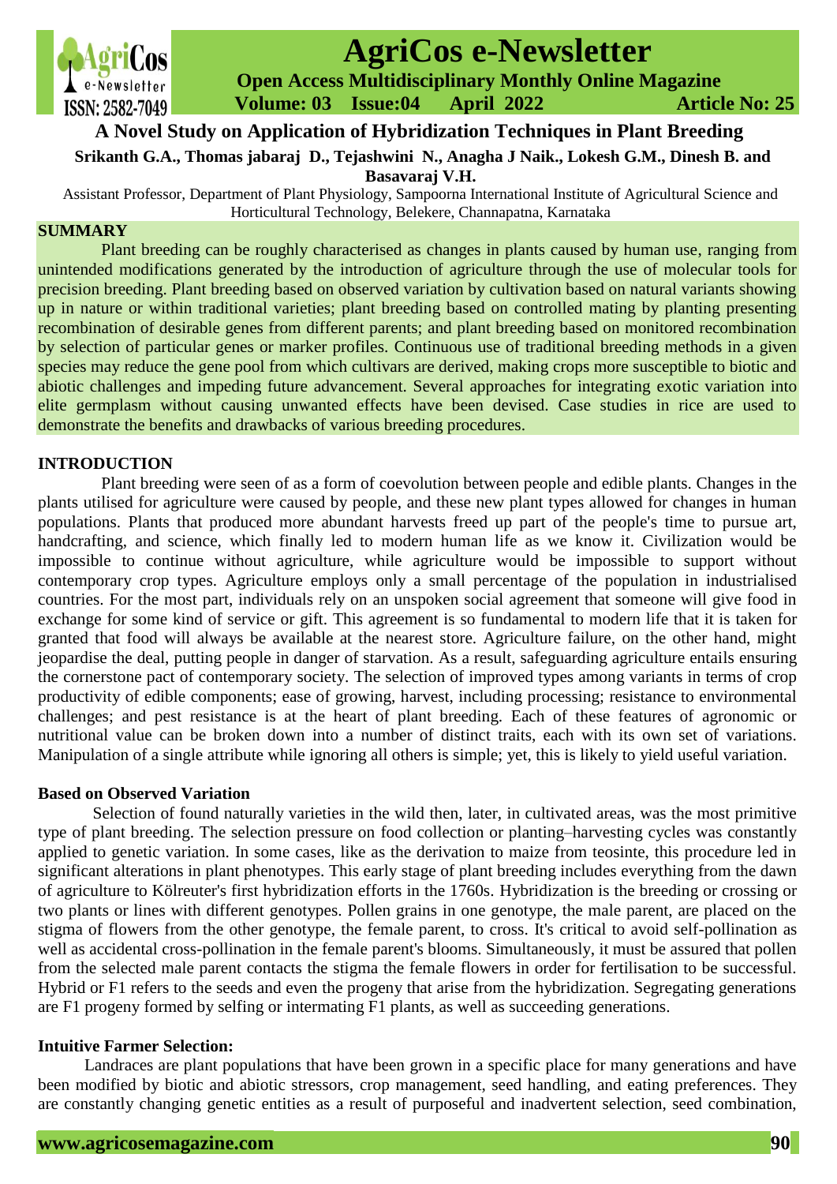# A Novel Study on Application of Hybridization Techniques in Plant Breeding

**Srikanth G.A., Thomas jabaraj D., Tejashwini N., Anagha J Naik., Lokesh G.M., Dinesh B. and Basavaraj V.H.**

Assistant Professor, Department of Plant Physiology, Sampoorna International Institute of Agricultural Science and Horticultural Technology, Belekere, Channapatna, Karnataka

## SUMMARY

Plant breeding can be roughly characterised as changes in plants caused by human use, ranging from unintended modifications generated by the introduction of agriculture through the use of molecular tools for precision breeding. Plant breeding based on observed variation by cultivation based on natural variants showing up in nature or within traditional varieties; plant breeding based on controlled mating by planting presenting recombination of desirable genes from different parents; and plant breeding based on monitored recombination by selection of particular genes or marker profiles. Continuous use of traditional breeding methods in a given species may reduce the gene pool from which cultivars are derived, making crops more susceptible to biotic and abiotic challenges and impeding future advancement. Several approaches for integrating exotic variation into elite germplasm without causing unwanted effects have been devised. Case studies in rice are used to demonstrate the benefits and drawbacks of various breeding procedures.

## INTRODUCTION

Plant breeding were seen of as a form of coevolution between people and edible plants. Changes in the plants utilised for agriculture were caused by people, and these new plant types allowed for changes in human populations. Plants that produced more abundant harvests freed up part of the people's time to pursue art, handcrafting, and science, which finally led to modern human life as we know it. Civilization would be impossible to continue without agriculture, while agriculture would be impossible to support without contemporary crop types. Agriculture employs only a small percentage of the population in industrialised countries. For the most part, individuals rely on an unspoken social agreement that someone will give food in exchange for some kind of service or gift. This agreement is so fundamental to modern life that it is taken for granted that food will always be available at the nearest store. Agriculture failure, on the other hand, might jeopardise the deal, putting people in danger of starvation. As a result, safeguarding agriculture entails ensuring the cornerstone pact of contemporary society. The selection of improved types among variants in terms of crop productivity of edible components; ease of growing, harvest, including processing; resistance to environmental challenges; and pest resistance is at the heart of plant breeding. Each of these features of agronomic or nutritional value can be broken down into a number of distinct traits, each with its own set of variations. Manipulation of a single attribute while ignoring all others is simple; yet, this is likely to yield useful variation.

### Based on Observed Variation

Selection of found naturally varieties in the wild then, later, in cultivated areas, was the most primitive type of plant breeding. The selection pressure on food collection or planting–harvesting cycles was constantly applied to genetic variation. In some cases, like as the derivation to maize from teosinte, this procedure led in significant alterations in plant phenotypes. This early stage of plant breeding includes everything from the dawn of agriculture to Kölreuter's first hybridization efforts in the 1760s. Hybridization is the breeding or crossing or two plants or lines with different genotypes. Pollen grains in one genotype, the male parent, are placed on the stigma of flowers from the other genotype, the female parent, to cross. It's critical to avoid self-pollination as well as accidental cross-pollination in the female parent's blooms. Simultaneously, it must be assured that pollen from the selected male parent contacts the stigma the female flowers in order for fertilisation to be successful. Hybrid or F1 refers to the seeds and even the progeny that arise from the hybridization. Segregating generations are F1 progeny formed by selfing or intermating F1 plants, as well as succeeding generations.

### Intuitive Farmer Selection:

Landraces are plant populations that have been grown in a specific place for many generations and have been modified by biotic and abiotic stressors, crop management, seed handling, and eating preferences. They are constantly changing genetic entities as a result of purposeful and inadvertent selection, seed combination,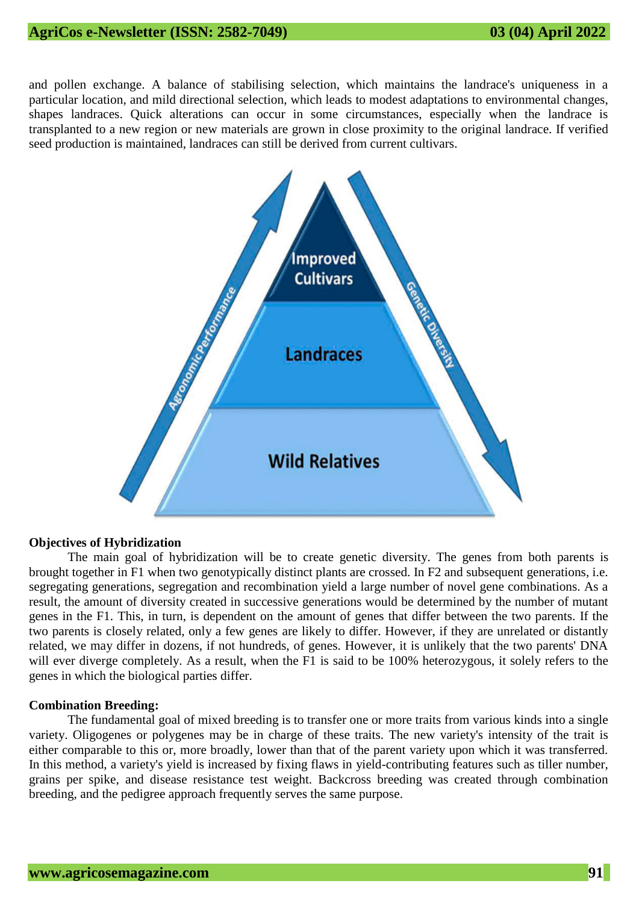and pollen exchange. A balance of stabilising selection, which maintains the landrace's uniqueness in a particular location, and mild directional selection, which leads to modest adaptations to environmental changes, shapes landraces. Quick alterations can occur in some circumstances, especially when the landrace is transplanted to a new region or new materials are grown in close proximity to the original landrace. If verified seed production is maintained, landraces can still be derived from current cultivars.

### Objectives of Hybridization

The main goal of hybridization will be to create genetic diversity. The genes from both parents is brought together in F1 when two genotypically distinct plants are crossed. In F2 and subsequent generations, i.e. segregating generations, segregation and recombination yield a large number of novel gene combinations. As a result, the amount of diversity created in successive generations would be determined by the number of mutant genes in the F1. This, in turn, is dependent on the amount of genes that differ between the two parents. If the two parents is closely related, only a few genes are likely to differ. However, if they are unrelated or distantly related, we may differ in dozens, if not hundreds, of genes. However, it is unlikely that the two parents' DNA will ever diverge completely. As a result, when the F1 is said to be 100% heterozygous, it solely refers to the genes in which the biological parties differ.

### Combination Breeding:

The fundamental goal of mixed breeding is to transfer one or more traits from various kinds into a single variety. Oligogenes or polygenes may be in charge of these traits. The new variety's intensity of the trait is either comparable to this or, more broadly, lower than that of the parent variety upon which it was transferred. In this method, a variety's yield is increased by fixing flaws in yield-contributing features such as tiller number, grains per spike, and disease resistance test weight. Backcross breeding was created through combination breeding, and the pedigree approach frequently serves the same purpose.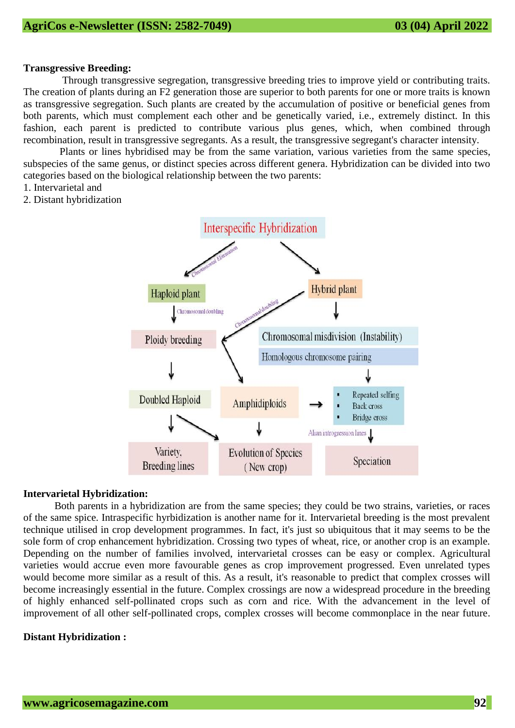**Transgressive Breeding:**

Through transgressive segregation, transgressive breeding tries to improve yield or contributing traits. The creation of plants during an F2 generation those are superior to both parents for one or more traits is known as transgressive segregation. Such plants are created by the accumulation of positive or beneficial genes from both parents, which must complement each other and be genetically varied, i.e., extremely distinct. In this fashion, each parent is predicted to contribute various plus genes, which, when combined through recombination, result in transgressive segregants. As a result, the transgressive segregant's character intensity.

Plants or lines hybridised may be from the same variation, various varieties from the same species, subspecies of the same genus, or distinct species across different genera. Hybridization can be divided into two categories based on the biological relationship between the two parents:

1. Intervarietal and
2. Distant hybridization

**Intervarietal Hybridization:**

Both parents in a hybridization are from the same species; they could be two strains, varieties, or races of the same spice. Intraspecific hyrbidization is another name for it. Intervarietal breeding is the most prevalent technique utilised in crop development programmes. In fact, it's just so ubiquitous that it may seems to be the sole form of crop enhancement hybridization. Crossing two types of wheat, rice, or another crop is an example. Depending on the number of families involved, intervarietal crosses can be easy or complex. Agricultural varieties would accrue even more favourable genes as crop improvement progressed. Even unrelated types would become more similar as a result of this. As a result, it's reasonable to predict that complex crosses will become increasingly essential in the future. Complex crossings are now a widespread procedure in the breeding of highly enhanced self-pollinated crops such as corn and rice. With the advancement in the level of improvement of all other self-pollinated crops, complex crosses will become commonplace in the near future.

**Distant Hybridization :**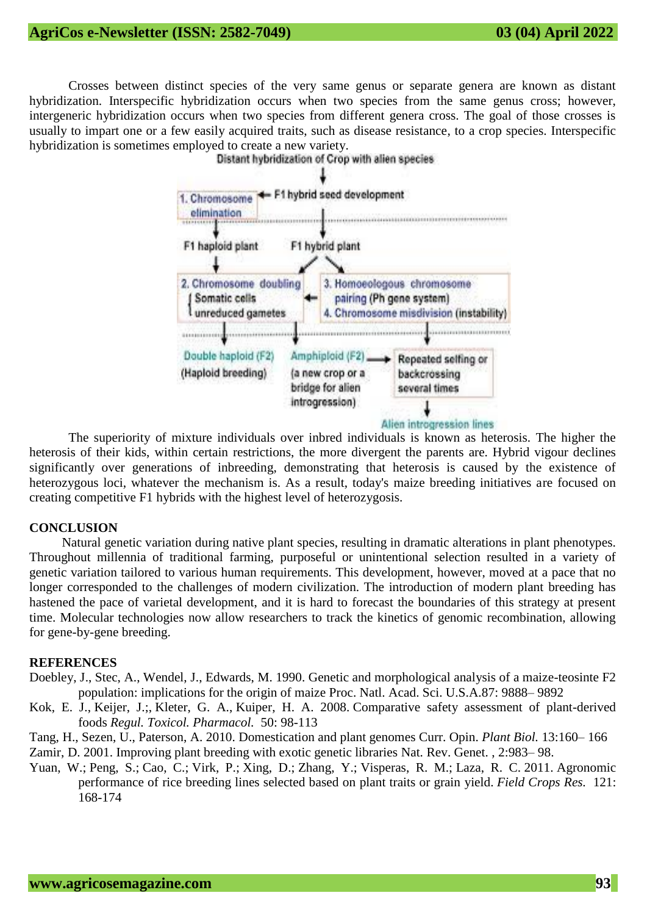Crosses between distinct species of the very same genus or separate genera are known as distant hybridization. Interspecific hybridization occurs when two species from the same genus cross; however, intergeneric hybridization occurs when two species from different genera cross. The goal of those crosses is usually to impart one or a few easily acquired traits, such as disease resistance, to a crop species. Interspecific hybridization is sometimes employed to create a new variety.

Distant hybridization of Crop with alien species

F1 hybrid seed development

1. Chromosome elimination

F1 haploid plant

F1 hybrid plant

2. Chromosome doubling
Somatic cells
unreduced gametes

3. Homoeologous chromosome pairing (Ph gene system)
4. Chromosome misdivision (instability)

Double haploid (F2)
(Haploid breeding)

Amphiploid (F2)
(a new crop or a bridge for alien introgression)

Repeated selfing or backcrossing several times

Alien introgression lines

The superiority of mixture individuals over inbred individuals is known as heterosis. The higher the heterosis of their kids, within certain restrictions, the more divergent the parents are. Hybrid vigour declines significantly over generations of inbreeding, demonstrating that heterosis is caused by the existence of heterozygous loci, whatever the mechanism is. As a result, today's maize breeding initiatives are focused on creating competitive F1 hybrids with the highest level of heterozygosis.

## CONCLUSION

Natural genetic variation during native plant species, resulting in dramatic alterations in plant phenotypes. Throughout millennia of traditional farming, purposeful or unintentional selection resulted in a variety of genetic variation tailored to various human requirements. This development, however, moved at a pace that no longer corresponded to the challenges of modern civilization. The introduction of modern plant breeding has hastened the pace of varietal development, and it is hard to forecast the boundaries of this strategy at present time. Molecular technologies now allow researchers to track the kinetics of genomic recombination, allowing for gene-by-gene breeding.

## REFERENCES

Doebley, J., Stec, A., Wendel, J., Edwards, M. 1990. Genetic and morphological analysis of a maize-teosinte F2 population: implications for the origin of maize Proc. Natl. Acad. Sci. U.S.A.87: 9888– 9892

Kok, E. J., Keijer, J.;, Kleter, G. A., Kuiper, H. A. 2008. Comparative safety assessment of plant-derived foods *Regul. Toxicol. Pharmacol.* 50: 98-113

Tang, H., Sezen, U., Paterson, A. 2010. Domestication and plant genomes Curr. Opin. *Plant Biol.* 13:160– 166

Zamir, D. 2001. Improving plant breeding with exotic genetic libraries Nat. Rev. Genet. , 2:983– 98.

Yuan, W.; Peng, S.; Cao, C.; Virk, P.; Xing, D.; Zhang, Y.; Visperas, R. M.; Laza, R. C. 2011. Agronomic performance of rice breeding lines selected based on plant traits or grain yield. *Field Crops Res.* 121: 168-174